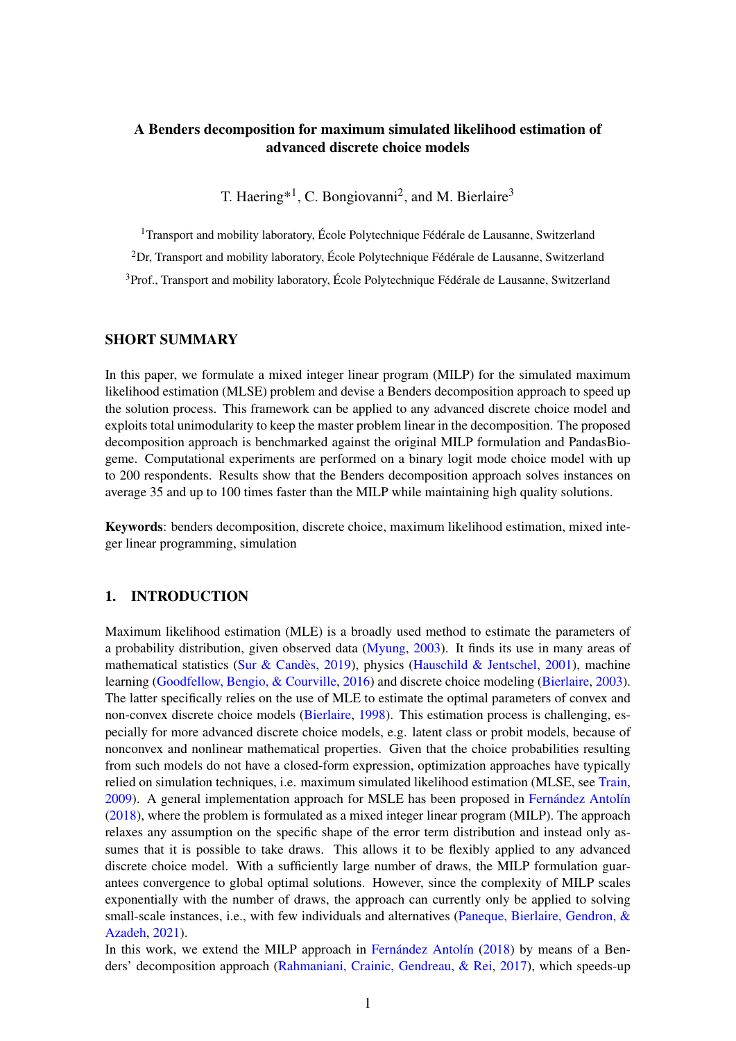# A Benders decomposition for maximum simulated likelihood estimation of advanced discrete choice models

T. Haering*[1], C. Bongiovanni[2], and M. Bierlaire[3]

[1]Transport and mobility laboratory, École Polytechnique Fédérale de Lausanne, Switzerland

[2]Dr, Transport and mobility laboratory, École Polytechnique Fédérale de Lausanne, Switzerland

[3]Prof., Transport and mobility laboratory, École Polytechnique Fédérale de Lausanne, Switzerland

## SHORT SUMMARY

In this paper, we formulate a mixed integer linear program (MILP) for the simulated maximum likelihood estimation (MLSE) problem and devise a Benders decomposition approach to speed up the solution process. This framework can be applied to any advanced discrete choice model and exploits total unimodularity to keep the master problem linear in the decomposition. The proposed decomposition approach is benchmarked against the original MILP formulation and PandasBiogeme. Computational experiments are performed on a binary logit mode choice model with up to 200 respondents. Results show that the Benders decomposition approach solves instances on average 35 and up to 100 times faster than the MILP while maintaining high quality solutions.

**Keywords**: benders decomposition, discrete choice, maximum likelihood estimation, mixed integer linear programming, simulation

## 1. INTRODUCTION

Maximum likelihood estimation (MLE) is a broadly used method to estimate the parameters of a probability distribution, given observed data (Myung, 2003). It finds its use in many areas of mathematical statistics (Sur & Candès, 2019), physics (Hauschild & Jentschel, 2001), machine learning (Goodfellow, Bengio, & Courville, 2016) and discrete choice modeling (Bierlaire, 2003). The latter specifically relies on the use of MLE to estimate the optimal parameters of convex and non-convex discrete choice models (Bierlaire, 1998). This estimation process is challenging, especially for more advanced discrete choice models, e.g. latent class or probit models, because of nonconvex and nonlinear mathematical properties. Given that the choice probabilities resulting from such models do not have a closed-form expression, optimization approaches have typically relied on simulation techniques, i.e. maximum simulated likelihood estimation (MLSE, see Train, 2009). A general implementation approach for MSLE has been proposed in Fernández Antolín (2018), where the problem is formulated as a mixed integer linear program (MILP). The approach relaxes any assumption on the specific shape of the error term distribution and instead only assumes that it is possible to take draws. This allows it to be flexibly applied to any advanced discrete choice model. With a sufficiently large number of draws, the MILP formulation guarantees convergence to global optimal solutions. However, since the complexity of MILP scales exponentially with the number of draws, the approach can currently only be applied to solving small-scale instances, i.e., with few individuals and alternatives (Paneque, Bierlaire, Gendron, & Azadeh, 2021).

In this work, we extend the MILP approach in Fernández Antolín (2018) by means of a Benders' decomposition approach (Rahmaniani, Crainic, Gendreau, & Rei, 2017), which speeds-up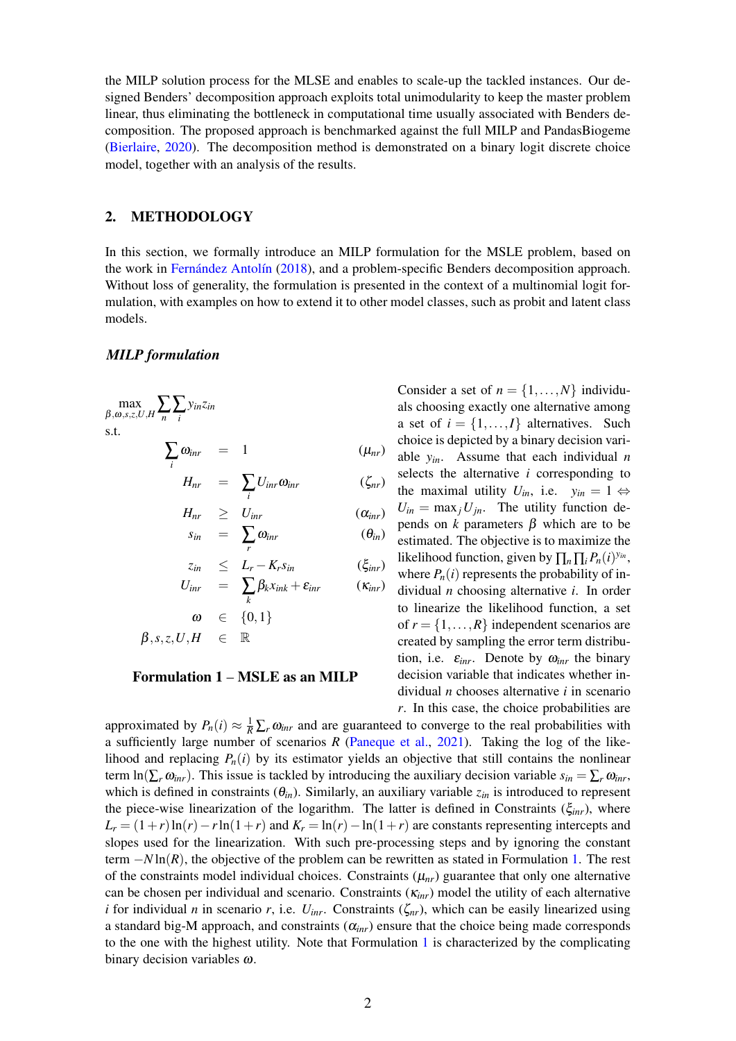the MILP solution process for the MLSE and enables to scale-up the tackled instances. Our designed Benders' decomposition approach exploits total unimodularity to keep the master problem linear, thus eliminating the bottleneck in computational time usually associated with Benders decomposition. The proposed approach is benchmarked against the full MILP and PandasBiogeme (Bierlaire, 2020). The decomposition method is demonstrated on a binary logit discrete choice model, together with an analysis of the results.

## 2. METHODOLOGY

In this section, we formally introduce an MILP formulation for the MSLE problem, based on the work in Fernández Antolín (2018), and a problem-specific Benders decomposition approach. Without loss of generality, the formulation is presented in the context of a multinomial logit formulation, with examples on how to extend it to other model classes, such as probit and latent class models.

### *MILP formulation*

$$
\begin{aligned}
\max_{\beta,\omega,s,z,U,H} \ & \sum_n \sum_i y_{in} z_{in} & \\
\text{s.t.} \quad & & \\
\sum_i \omega_{inr} &= 1 & (\mu_{nr})\\
H_{nr} &= \sum_i U_{inr}\omega_{inr} & (\zeta_{nr})\\
H_{nr} &\geq U_{inr} & (\alpha_{inr})\\
s_{in} &= \sum_r \omega_{inr} & (\theta_{in})\\
z_{in} &\leq L_r - K_r s_{in} & (\xi_{inr})\\
U_{inr} &= \sum_k \beta_k x_{ink} + \varepsilon_{inr} & (\kappa_{inr})\\
\omega &\in \{0,1\} & \\
\beta, s, z, U, H &\in \mathbb{R} &
\end{aligned}
$$

**Formulation 1 – MSLE as an MILP**

Consider a set of $n = \{1,\ldots,N\}$ individuals choosing exactly one alternative among a set of $i = \{1,\ldots,I\}$ alternatives. Such choice is depicted by a binary decision variable $y_{in}$. Assume that each individual $n$ selects the alternative $i$ corresponding to the maximal utility $U_{in}$, i.e. $y_{in} = 1 \Leftrightarrow U_{in} = \max_j U_{jn}$. The utility function depends on $k$ parameters $\beta$ which are to be estimated. The objective is to maximize the likelihood function, given by $\prod_n \prod_i P_n(i)^{y_{in}}$, where $P_n(i)$ represents the probability of individual $n$ choosing alternative $i$. In order to linearize the likelihood function, a set of $r = \{1,\ldots,R\}$ independent scenarios are created by sampling the error term distribution, i.e. $\varepsilon_{inr}$. Denote by $\omega_{inr}$ the binary decision variable that indicates whether individual $n$ chooses alternative $i$ in scenario $r$. In this case, the choice probabilities are approximated by $P_n(i) \approx \frac{1}{R}\sum_r \omega_{inr}$ and are guaranteed to converge to the real probabilities with a sufficiently large number of scenarios $R$ (Paneque et al., 2021). Taking the log of the likelihood and replacing $P_n(i)$ by its estimator yields an objective that still contains the nonlinear term $\ln(\sum_r \omega_{inr})$. This issue is tackled by introducing the auxiliary decision variable $s_{in} = \sum_r \omega_{inr}$, which is defined in constraints ($\theta_{in}$). Similarly, an auxiliary variable $z_{in}$ is introduced to represent the piece-wise linearization of the logarithm. The latter is defined in Constraints ($\xi_{inr}$), where $L_r = (1+r)\ln(r) - r\ln(1+r)$ and $K_r = \ln(r) - \ln(1+r)$ are constants representing intercepts and slopes used for the linearization. With such pre-processing steps and by ignoring the constant term $-N\ln(R)$, the objective of the problem can be rewritten as stated in Formulation 1. The rest of the constraints model individual choices. Constraints ($\mu_{nr}$) guarantee that only one alternative can be chosen per individual and scenario. Constraints ($\kappa_{inr}$) model the utility of each alternative $i$ for individual $n$ in scenario $r$, i.e. $U_{inr}$. Constraints ($\zeta_{nr}$), which can be easily linearized using a standard big-M approach, and constraints ($\alpha_{inr}$) ensure that the choice being made corresponds to the one with the highest utility. Note that Formulation 1 is characterized by the complicating binary decision variables $\omega$.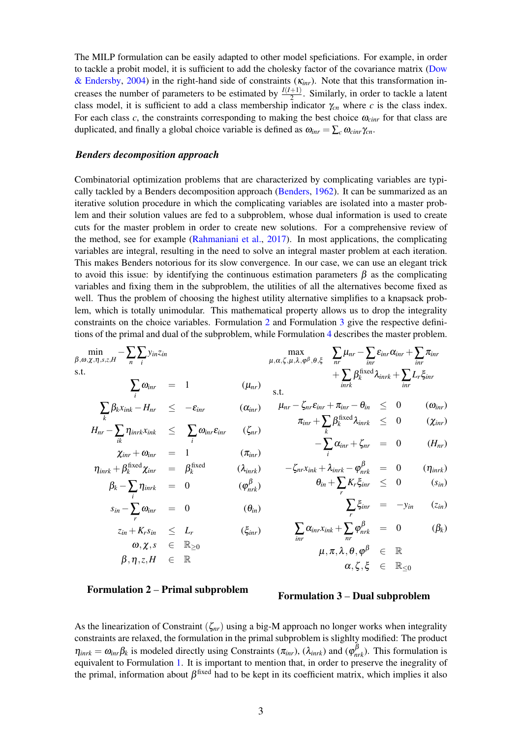The MILP formulation can be easily adapted to other model speficiations. For example, in order to tackle a probit model, it is sufficient to add the cholesky factor of the covariance matrix (Dow & Endersby, 2004) in the right-hand side of constraints ($\kappa_{inr}$). Note that this transformation increases the number of parameters to be estimated by $\frac{I(I+1)}{2}$. Similarly, in order to tackle a latent class model, it is sufficient to add a class membership indicator $\gamma_{cn}$ where $c$ is the class index. For each class $c$, the constraints corresponding to making the best choice $\omega_{cinr}$ for that class are duplicated, and finally a global choice variable is defined as $\omega_{inr} = \sum_c \omega_{cinr}\gamma_{cn}$.

### *Benders decomposition approach*

Combinatorial optimization problems that are characterized by complicating variables are typically tackled by a Benders decomposition approach (Benders, 1962). It can be summarized as an iterative solution procedure in which the complicating variables are isolated into a master problem and their solution values are fed to a subproblem, whose dual information is used to create cuts for the master problem in order to create new solutions. For a comprehensive review of the method, see for example (Rahmaniani et al., 2017). In most applications, the complicating variables are integral, resulting in the need to solve an integral master problem at each iteration. This makes Benders notorious for its slow convergence. In our case, we can use an elegant trick to avoid this issue: by identifying the continuous estimation parameters $\beta$ as the complicating variables and fixing them in the subproblem, the utilities of all the alternatives become fixed as well. Thus the problem of choosing the highest utility alternative simplifies to a knapsack problem, which is totally unimodular. This mathematical property allows us to drop the integrality constraints on the choice variables. Formulation 2 and Formulation 3 give the respective definitions of the primal and dual of the subproblem, while Formulation 4 describes the master problem.

$$
\begin{aligned}
\min_{\beta,\omega,\chi,\eta,s,z,H} \quad & -\sum_n \sum_i y_{in} z_{in} \\
\text{s.t.} \quad & \sum_i \omega_{inr} = 1 && (\mu_{nr}) \\
& \sum_k \beta_k x_{ink} - H_{nr} \leq -\varepsilon_{inr} && (\alpha_{inr}) \\
& H_{nr} - \sum_{ik} \eta_{inrk} x_{ink} \leq \sum_i \omega_{inr}\varepsilon_{inr} && (\zeta_{nr}) \\
& \chi_{inr} + \omega_{inr} = 1 && (\pi_{inr}) \\
& \eta_{inrk} + \beta_k^{\text{fixed}} \chi_{inr} = \beta_k^{\text{fixed}} && (\lambda_{inrk}) \\
& \beta_k - \sum_i \eta_{inrk} = 0 && (\varphi^{\beta}_{nrk}) \\
& s_{in} - \sum_r \omega_{inr} = 0 && (\theta_{in}) \\
& z_{in} + K_r s_{in} \leq L_r && (\xi_{inr}) \\
& \omega, \chi, s \in \mathbb{R}_{\geq 0} \\
& \beta, \eta, z, H \in \mathbb{R}
\end{aligned}
$$

**Formulation 2 – Primal subproblem**

$$
\begin{aligned}
\max_{\mu,\alpha,\zeta,\mu,\lambda,\varphi^{\beta},\theta,\xi} \quad & \sum_{nr} \mu_{nr} - \sum_{inr} \varepsilon_{inr}\alpha_{inr} + \sum_{inr} \pi_{inr} + \sum_{inrk} \beta_k^{\text{fixed}} \lambda_{inrk} + \sum_{inr} L_r \xi_{inr} \\
\text{s.t.} \quad & \mu_{nr} - \zeta_{nr}\varepsilon_{inr} + \pi_{inr} - \theta_{in} \leq 0 && (\omega_{inr}) \\
& \pi_{inr} + \sum_k \beta_k^{\text{fixed}} \lambda_{inrk} \leq 0 && (\chi_{inr}) \\
& -\sum_i \alpha_{inr} + \zeta_{nr} = 0 && (H_{nr}) \\
& -\zeta_{nr} x_{ink} + \lambda_{inrk} - \varphi^{\beta}_{nrk} = 0 && (\eta_{inrk}) \\
& \theta_{in} + \sum_r K_r \xi_{inr} \leq 0 && (s_{in}) \\
& \sum_r \xi_{inr} = -y_{in} && (z_{in}) \\
& \sum_{inr} \alpha_{inr} x_{ink} + \sum_{nr} \varphi^{\beta}_{nrk} = 0 && (\beta_k) \\
& \mu, \pi, \lambda, \theta, \varphi^{\beta} \in \mathbb{R} \\
& \alpha, \zeta, \xi \in \mathbb{R}_{\leq 0}
\end{aligned}
$$

**Formulation 3 – Dual subproblem**

As the linearization of Constraint ($\zeta_{nr}$) using a big-M approach no longer works when integrality constraints are relaxed, the formulation in the primal subproblem is slighlty modified: The product $\eta_{inrk} = \omega_{inr}\beta_k$ is modeled directly using Constraints ($\pi_{inr}$), ($\lambda_{inrk}$) and ($\varphi^{\beta}_{nrk}$). This formulation is equivalent to Formulation 1. It is important to mention that, in order to preserve the inegrality of the primal, information about $\beta^{\text{fixed}}$ had to be kept in its coefficient matrix, which implies it also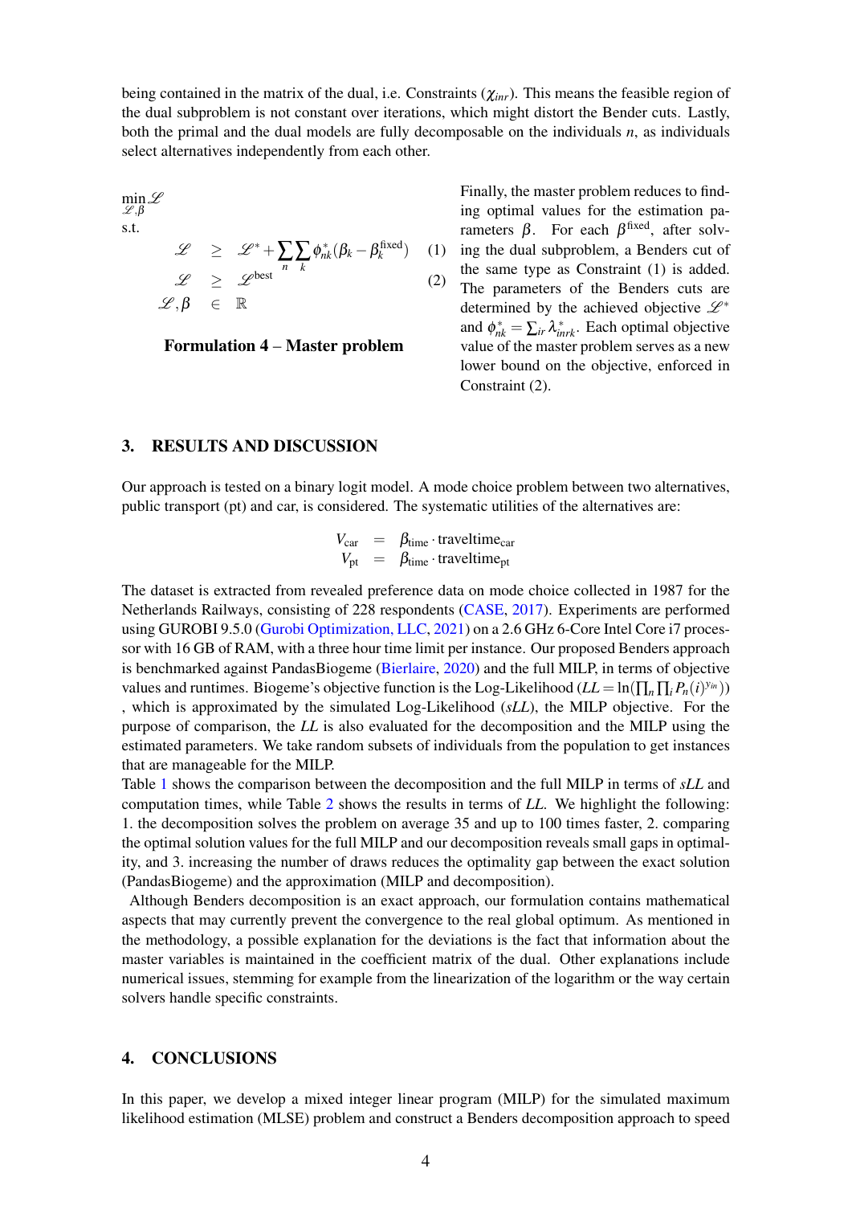being contained in the matrix of the dual, i.e. Constraints ($\chi_{inr}$). This means the feasible region of the dual subproblem is not constant over iterations, which might distort the Bender cuts. Lastly, both the primal and the dual models are fully decomposable on the individuals $n$, as individuals select alternatives independently from each other.

$$
\begin{aligned}
\min_{\mathscr{L},\beta} \; & \mathscr{L} \\
\text{s.t.} \quad & \\
\mathscr{L} \; & \geq \; \mathscr{L}^* + \sum_n \sum_k \phi^*_{nk} (\beta_k - \beta_k^{\text{fixed}}) \quad (1) \\
\mathscr{L} \; & \geq \; \mathscr{L}^{\text{best}} \quad (2) \\
\mathscr{L}, \beta \; & \in \; \mathbb{R}
\end{aligned}
$$

**Formulation 4 – Master problem**

Finally, the master problem reduces to finding optimal values for the estimation parameters $\beta$. For each $\beta^{\text{fixed}}$, after solving the dual subproblem, a Benders cut of the same type as Constraint (1) is added. The parameters of the Benders cuts are determined by the achieved objective $\mathscr{L}^*$ and $\phi^*_{nk} = \sum_{ir} \lambda^*_{inrk}$. Each optimal objective value of the master problem serves as a new lower bound on the objective, enforced in Constraint (2).

## 3. RESULTS AND DISCUSSION

Our approach is tested on a binary logit model. A mode choice problem between two alternatives, public transport (pt) and car, is considered. The systematic utilities of the alternatives are:

$$
\begin{aligned}
V_{\text{car}} &= \beta_{\text{time}} \cdot \text{traveltime}_{\text{car}} \\
V_{\text{pt}} &= \beta_{\text{time}} \cdot \text{traveltime}_{\text{pt}}
\end{aligned}
$$

The dataset is extracted from revealed preference data on mode choice collected in 1987 for the Netherlands Railways, consisting of 228 respondents (CASE, 2017). Experiments are performed using GUROBI 9.5.0 (Gurobi Optimization, LLC, 2021) on a 2.6 GHz 6-Core Intel Core i7 processor with 16 GB of RAM, with a three hour time limit per instance. Our proposed Benders approach is benchmarked against PandasBiogeme (Bierlaire, 2020) and the full MILP, in terms of objective values and runtimes. Biogeme's objective function is the Log-Likelihood ($LL = \ln(\prod_n \prod_i P_n(i)^{y_{in}})$) , which is approximated by the simulated Log-Likelihood ($sLL$), the MILP objective. For the purpose of comparison, the $LL$ is also evaluated for the decomposition and the MILP using the estimated parameters. We take random subsets of individuals from the population to get instances that are manageable for the MILP.

Table 1 shows the comparison between the decomposition and the full MILP in terms of $sLL$ and computation times, while Table 2 shows the results in terms of $LL$. We highlight the following: 1. the decomposition solves the problem on average 35 and up to 100 times faster, 2. comparing the optimal solution values for the full MILP and our decomposition reveals small gaps in optimality, and 3. increasing the number of draws reduces the optimality gap between the exact solution (PandasBiogeme) and the approximation (MILP and decomposition).

Although Benders decomposition is an exact approach, our formulation contains mathematical aspects that may currently prevent the convergence to the real global optimum. As mentioned in the methodology, a possible explanation for the deviations is the fact that information about the master variables is maintained in the coefficient matrix of the dual. Other explanations include numerical issues, stemming for example from the linearization of the logarithm or the way certain solvers handle specific constraints.

## 4. CONCLUSIONS

In this paper, we develop a mixed integer linear program (MILP) for the simulated maximum likelihood estimation (MLSE) problem and construct a Benders decomposition approach to speed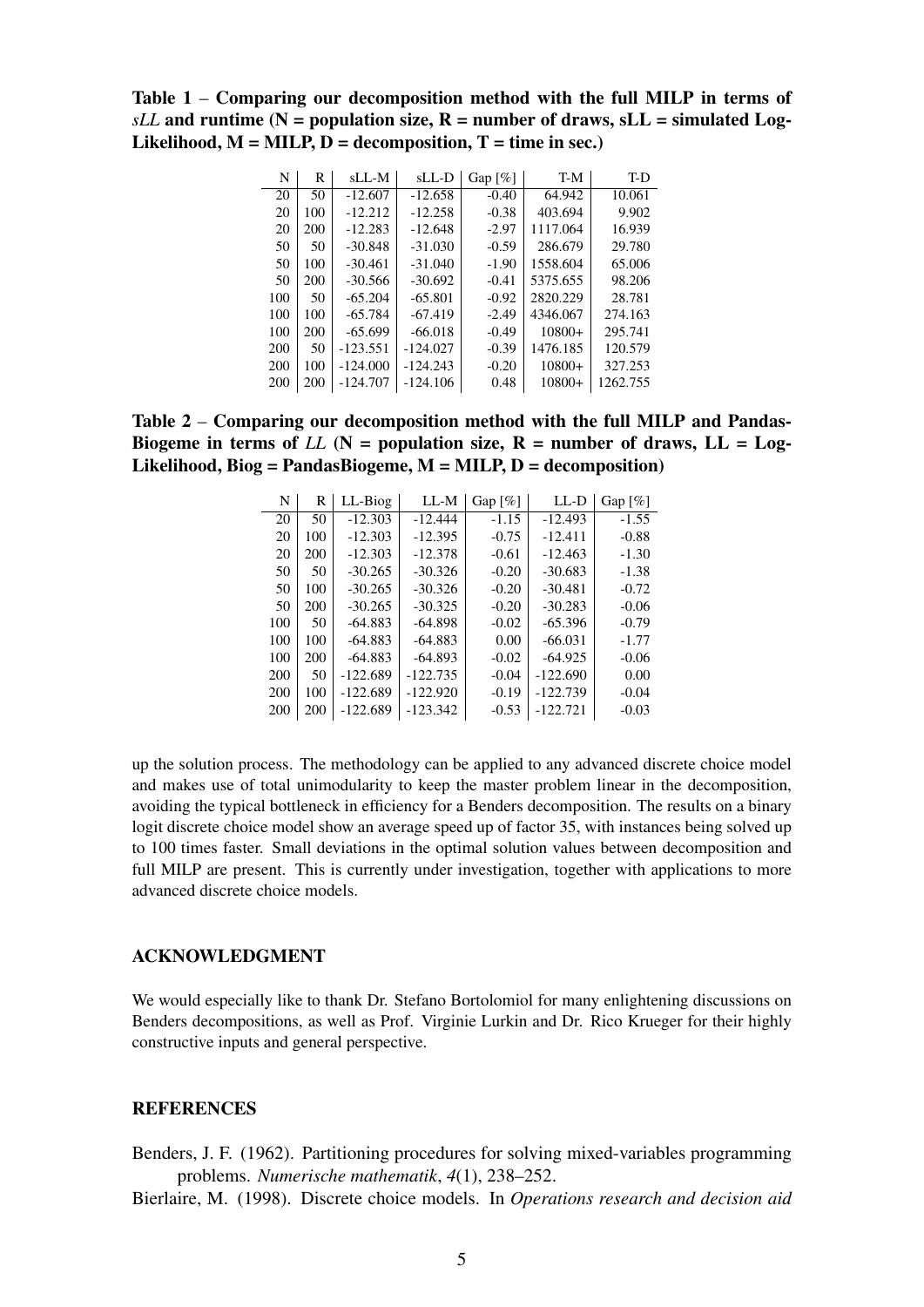**Table 1** – **Comparing our decomposition method with the full MILP in terms of *sLL* and runtime (N = population size, R = number of draws, sLL = simulated Log-Likelihood, M = MILP, D = decomposition, T = time in sec.)**

| N | R | sLL-M | sLL-D | Gap [%] | T-M | T-D |
|---|---|---|---|---|---|---|
| 20 | 50 | -12.607 | -12.658 | -0.40 | 64.942 | 10.061 |
| 20 | 100 | -12.212 | -12.258 | -0.38 | 403.694 | 9.902 |
| 20 | 200 | -12.283 | -12.648 | -2.97 | 1117.064 | 16.939 |
| 50 | 50 | -30.848 | -31.030 | -0.59 | 286.679 | 29.780 |
| 50 | 100 | -30.461 | -31.040 | -1.90 | 1558.604 | 65.006 |
| 50 | 200 | -30.566 | -30.692 | -0.41 | 5375.655 | 98.206 |
| 100 | 50 | -65.204 | -65.801 | -0.92 | 2820.229 | 28.781 |
| 100 | 100 | -65.784 | -67.419 | -2.49 | 4346.067 | 274.163 |
| 100 | 200 | -65.699 | -66.018 | -0.49 | 10800+ | 295.741 |
| 200 | 50 | -123.551 | -124.027 | -0.39 | 1476.185 | 120.579 |
| 200 | 100 | -124.000 | -124.243 | -0.20 | 10800+ | 327.253 |
| 200 | 200 | -124.707 | -124.106 | 0.48 | 10800+ | 1262.755 |

**Table 2** – **Comparing our decomposition method with the full MILP and PandasBiogeme in terms of *LL* (N = population size, R = number of draws, LL = Log-Likelihood, Biog = PandasBiogeme, M = MILP, D = decomposition)**

| N | R | LL-Biog | LL-M | Gap [%] | LL-D | Gap [%] |
|---|---|---|---|---|---|---|
| 20 | 50 | -12.303 | -12.444 | -1.15 | -12.493 | -1.55 |
| 20 | 100 | -12.303 | -12.395 | -0.75 | -12.411 | -0.88 |
| 20 | 200 | -12.303 | -12.378 | -0.61 | -12.463 | -1.30 |
| 50 | 50 | -30.265 | -30.326 | -0.20 | -30.683 | -1.38 |
| 50 | 100 | -30.265 | -30.326 | -0.20 | -30.481 | -0.72 |
| 50 | 200 | -30.265 | -30.325 | -0.20 | -30.283 | -0.06 |
| 100 | 50 | -64.883 | -64.898 | -0.02 | -65.396 | -0.79 |
| 100 | 100 | -64.883 | -64.883 | 0.00 | -66.031 | -1.77 |
| 100 | 200 | -64.883 | -64.893 | -0.02 | -64.925 | -0.06 |
| 200 | 50 | -122.689 | -122.735 | -0.04 | -122.690 | 0.00 |
| 200 | 100 | -122.689 | -122.920 | -0.19 | -122.739 | -0.04 |
| 200 | 200 | -122.689 | -123.342 | -0.53 | -122.721 | -0.03 |

up the solution process. The methodology can be applied to any advanced discrete choice model and makes use of total unimodularity to keep the master problem linear in the decomposition, avoiding the typical bottleneck in efficiency for a Benders decomposition. The results on a binary logit discrete choice model show an average speed up of factor 35, with instances being solved up to 100 times faster. Small deviations in the optimal solution values between decomposition and full MILP are present. This is currently under investigation, together with applications to more advanced discrete choice models.

## ACKNOWLEDGMENT

We would especially like to thank Dr. Stefano Bortolomiol for many enlightening discussions on Benders decompositions, as well as Prof. Virginie Lurkin and Dr. Rico Krueger for their highly constructive inputs and general perspective.

## REFERENCES

Benders, J. F. (1962). Partitioning procedures for solving mixed-variables programming problems. *Numerische mathematik*, *4*(1), 238–252.

Bierlaire, M. (1998). Discrete choice models. In *Operations research and decision aid*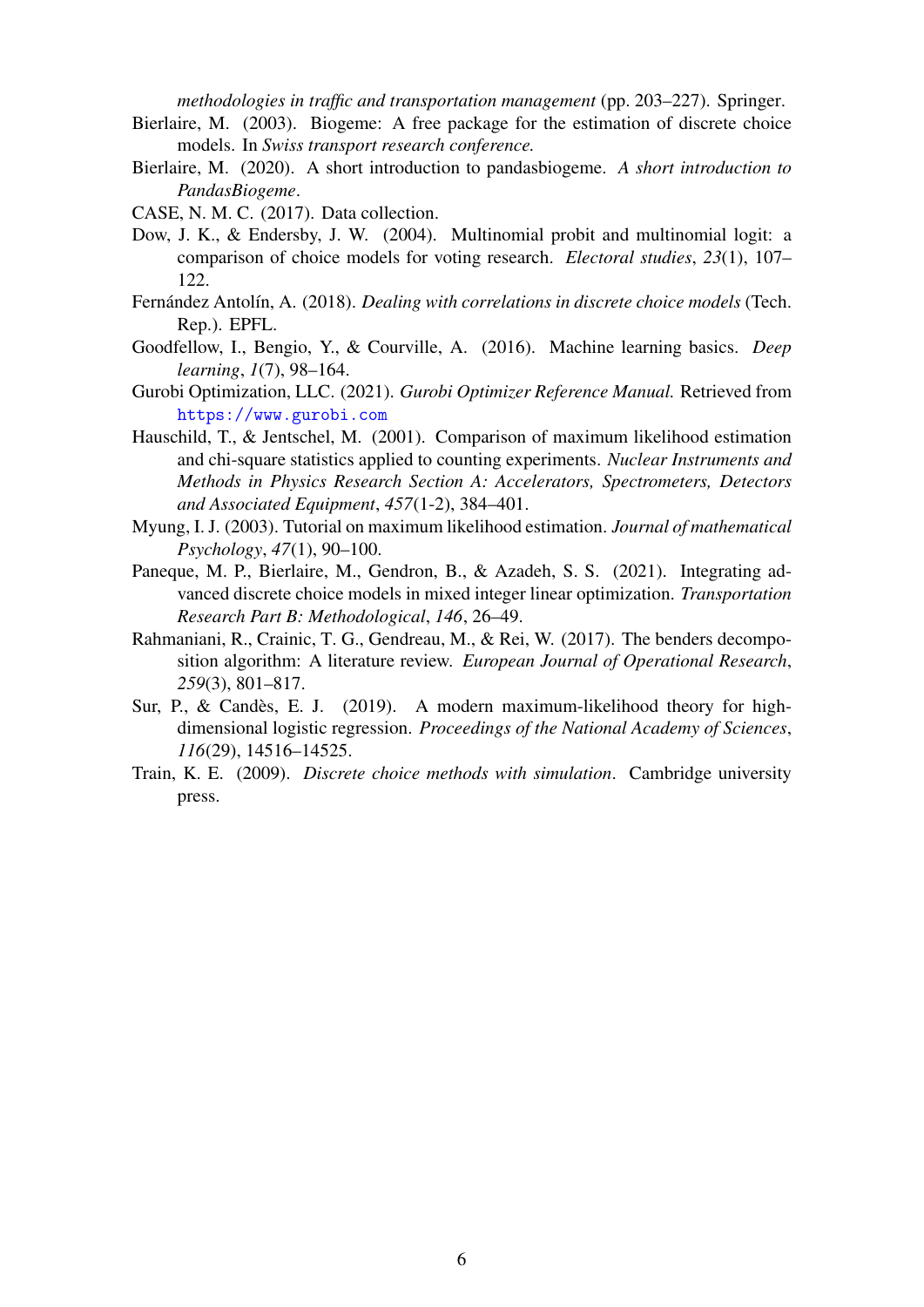*methodologies in traffic and transportation management* (pp. 203–227). Springer.

Bierlaire, M. (2003). Biogeme: A free package for the estimation of discrete choice models. In *Swiss transport research conference.*

Bierlaire, M. (2020). A short introduction to pandasbiogeme. *A short introduction to PandasBiogeme*.

CASE, N. M. C. (2017). Data collection.

Dow, J. K., & Endersby, J. W. (2004). Multinomial probit and multinomial logit: a comparison of choice models for voting research. *Electoral studies*, *23*(1), 107–122.

Fernández Antolín, A. (2018). *Dealing with correlations in discrete choice models* (Tech. Rep.). EPFL.

Goodfellow, I., Bengio, Y., & Courville, A. (2016). Machine learning basics. *Deep learning*, *1*(7), 98–164.

Gurobi Optimization, LLC. (2021). *Gurobi Optimizer Reference Manual.* Retrieved from https://www.gurobi.com

Hauschild, T., & Jentschel, M. (2001). Comparison of maximum likelihood estimation and chi-square statistics applied to counting experiments. *Nuclear Instruments and Methods in Physics Research Section A: Accelerators, Spectrometers, Detectors and Associated Equipment*, *457*(1-2), 384–401.

Myung, I. J. (2003). Tutorial on maximum likelihood estimation. *Journal of mathematical Psychology*, *47*(1), 90–100.

Paneque, M. P., Bierlaire, M., Gendron, B., & Azadeh, S. S. (2021). Integrating advanced discrete choice models in mixed integer linear optimization. *Transportation Research Part B: Methodological*, *146*, 26–49.

Rahmaniani, R., Crainic, T. G., Gendreau, M., & Rei, W. (2017). The benders decomposition algorithm: A literature review. *European Journal of Operational Research*, *259*(3), 801–817.

Sur, P., & Candès, E. J. (2019). A modern maximum-likelihood theory for high-dimensional logistic regression. *Proceedings of the National Academy of Sciences*, *116*(29), 14516–14525.

Train, K. E. (2009). *Discrete choice methods with simulation*. Cambridge university press.